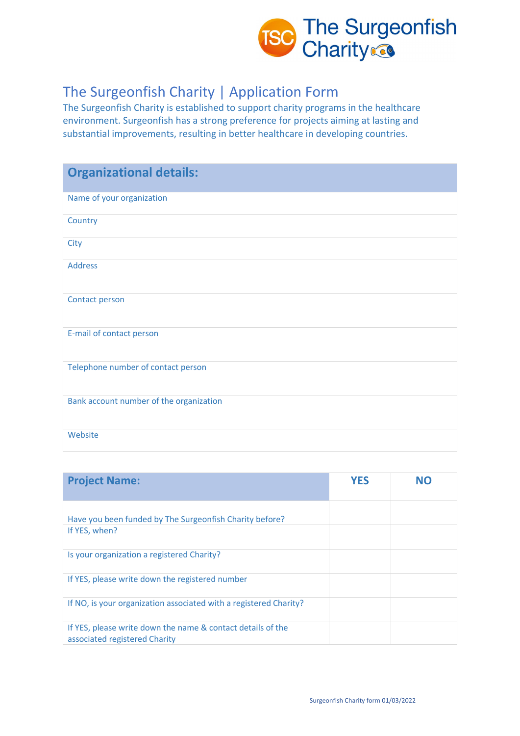The Surgeonfish Charity

# The Surgeonfish Charity | Application Form

The Surgeonfish Charity is established to support charity programs in the healthcare environment. Surgeonfish has a strong preference for projects aiming at lasting and substantial improvements, resulting in better healthcare in developing countries.

| **Organizational details:** |
|---|
| Name of your organization |
| Country |
| City |
| Address |
| Contact person |
| E-mail of contact person |
| Telephone number of contact person |
| Bank account number of the organization |
| Website |

| **Project Name:** | **YES** | **NO** |
|---|---|---|
| Have you been funded by The Surgeonfish Charity before? | | |
| If YES, when? | | |
| Is your organization a registered Charity? | | |
| If YES, please write down the registered number | | |
| If NO, is your organization associated with a registered Charity? | | |
| If YES, please write down the name & contact details of the associated registered Charity | | |

Surgeonfish Charity form 01/03/2022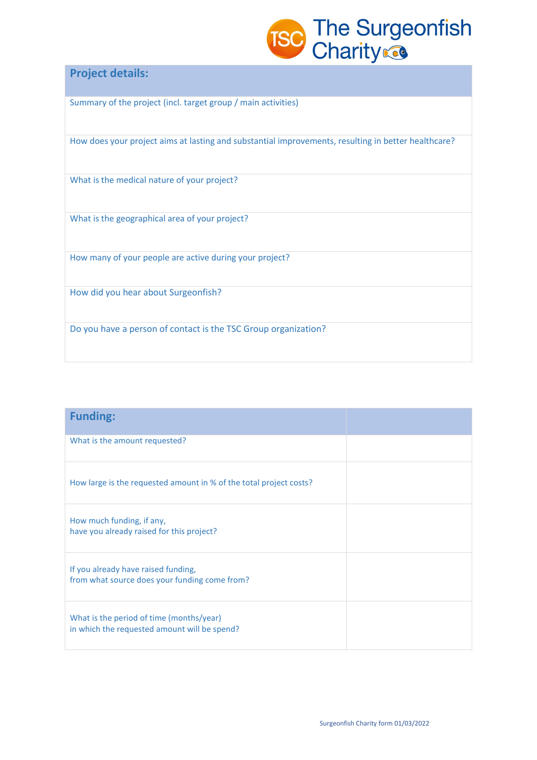| Project details: |
|---|
| Summary of the project (incl. target group / main activities) |
| How does your project aims at lasting and substantial improvements, resulting in better healthcare? |
| What is the medical nature of your project? |
| What is the geographical area of your project? |
| How many of your people are active during your project? |
| How did you hear about Surgeonfish? |
| Do you have a person of contact is the TSC Group organization? |

| Funding: | |
|---|---|
| What is the amount requested? | |
| How large is the requested amount in % of the total project costs? | |
| How much funding, if any, have you already raised for this project? | |
| If you already have raised funding, from what source does your funding come from? | |
| What is the period of time (months/year) in which the requested amount will be spend? | |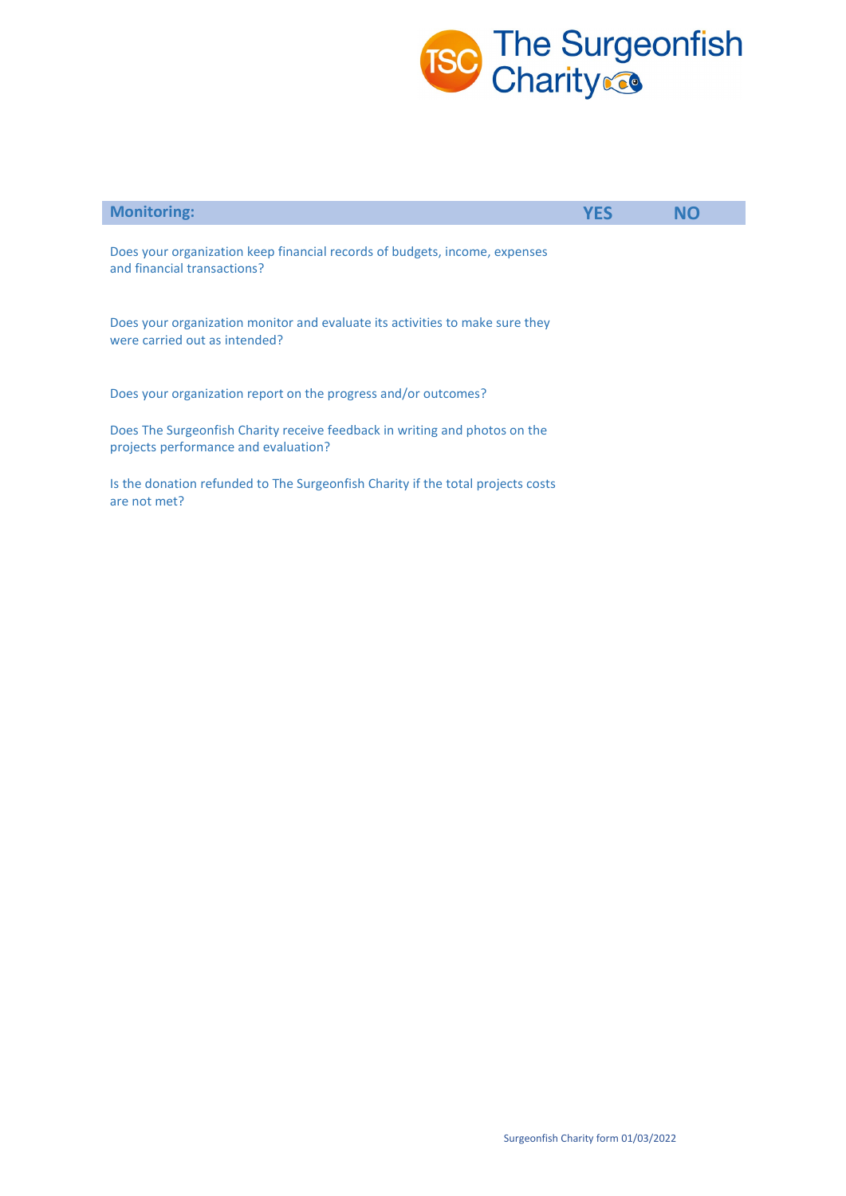| Monitoring: | YES | NO |
| --- | --- | --- |
| Does your organization keep financial records of budgets, income, expenses and financial transactions? | | |
| Does your organization monitor and evaluate its activities to make sure they were carried out as intended? | | |
| Does your organization report on the progress and/or outcomes? | | |
| Does The Surgeonfish Charity receive feedback in writing and photos on the projects performance and evaluation? | | |
| Is the donation refunded to The Surgeonfish Charity if the total projects costs are not met? | | |

Surgeonfish Charity form 01/03/2022